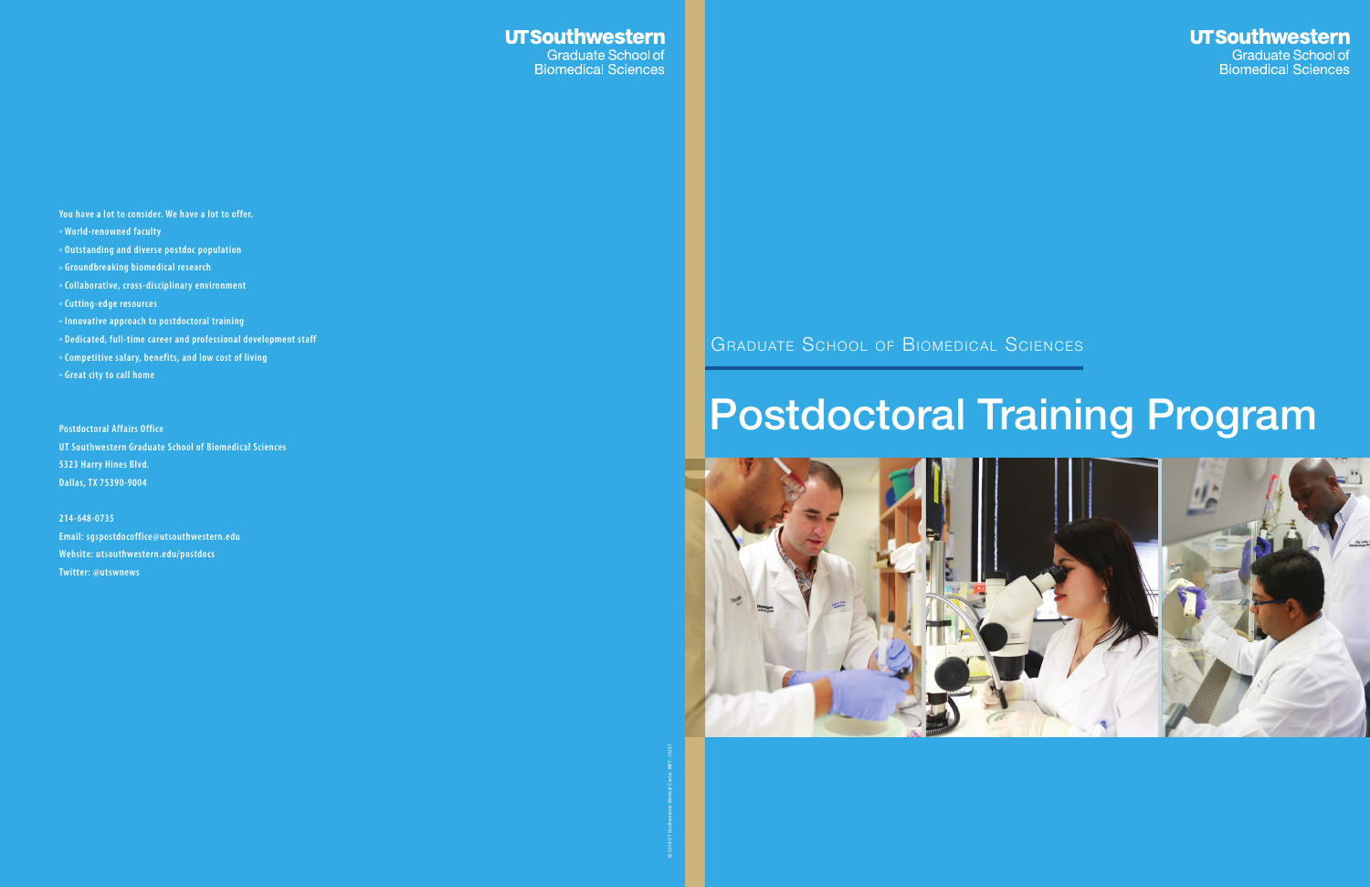UT Southwestern
Graduate School of
Biomedical Sciences

You have a lot to consider. We have a lot to offer.

- World-renowned faculty
- Outstanding and diverse postdoc population
- Groundbreaking biomedical research
- Collaborative, cross-disciplinary environment
- Cutting-edge resources
- Innovative approach to postdoctoral training
- Dedicated, full-time career and professional development staff
- Competitive salary, benefits, and low cost of living
- Great city to call home

Postdoctoral Affairs Office
UT Southwestern Graduate School of Biomedical Sciences
5323 Harry Hines Blvd.
Dallas, TX 75390-9004

214-648-0735
Email: sgspostdocoffice@utsouthwestern.edu
Website: utsouthwestern.edu/postdocs
Twitter: @utswnews

UT Southwestern
Graduate School of
Biomedical Sciences

## Graduate School of Biomedical Sciences

# Postdoctoral Training Program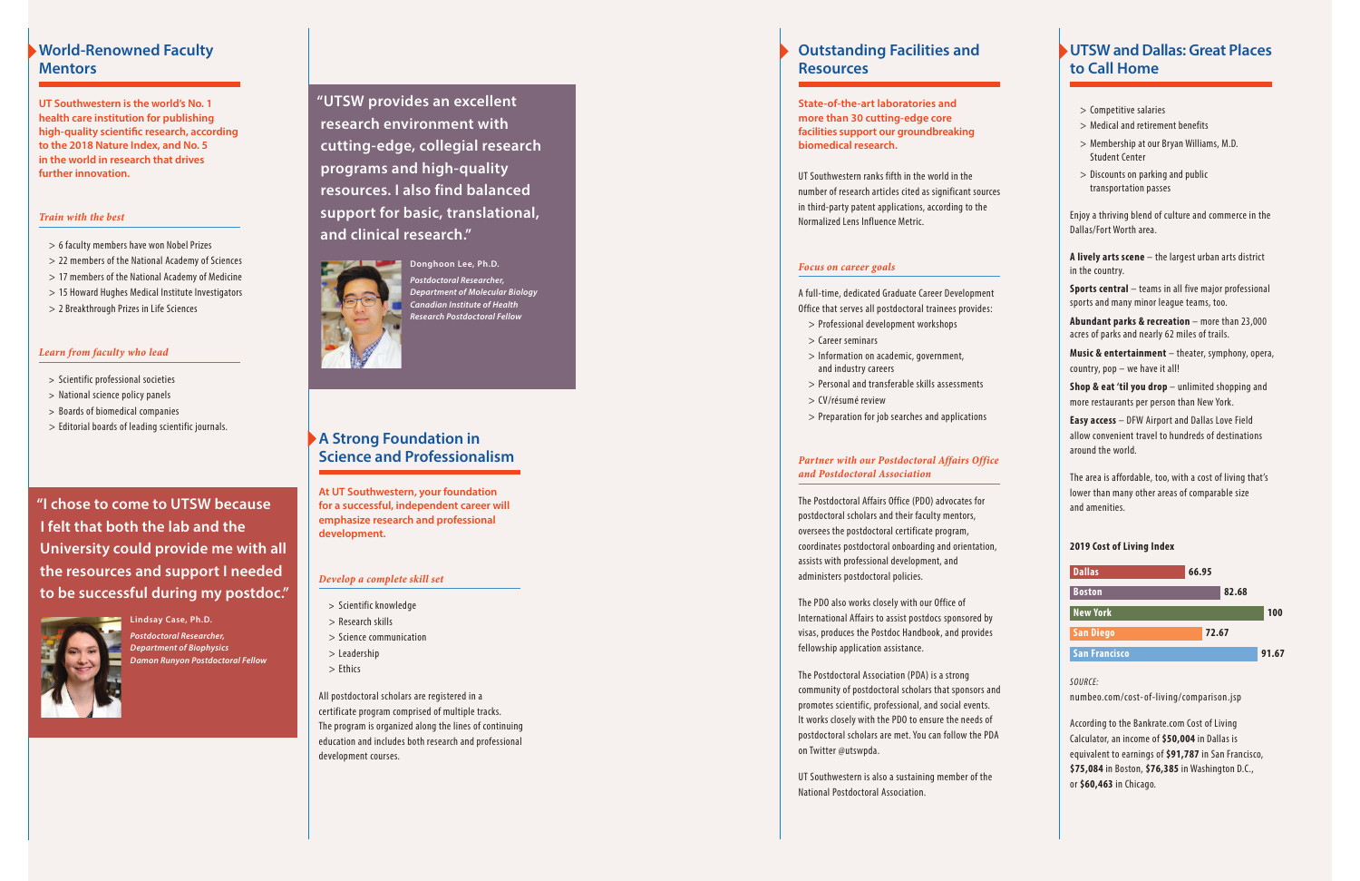## World-Renowned Faculty Mentors

**UT Southwestern is the world's No. 1 health care institution for publishing high-quality scientific research, according to the 2018 Nature Index, and No. 5 in the world in research that drives further innovation.**

### *Train with the best*

- > 6 faculty members have won Nobel Prizes
- > 22 members of the National Academy of Sciences
- > 17 members of the National Academy of Medicine
- > 15 Howard Hughes Medical Institute Investigators
- > 2 Breakthrough Prizes in Life Sciences

### *Learn from faculty who lead*

- > Scientific professional societies
- > National science policy panels
- > Boards of biomedical companies
- > Editorial boards of leading scientific journals.

**"I chose to come to UTSW because I felt that both the lab and the University could provide me with all the resources and support I needed to be successful during my postdoc."**

**Lindsay Case, Ph.D.**
*Postdoctoral Researcher, Department of Biophysics*
*Damon Runyon Postdoctoral Fellow*

**"UTSW provides an excellent research environment with cutting-edge, collegial research programs and high-quality resources. I also find balanced support for basic, translational, and clinical research."**

**Donghoon Lee, Ph.D.**
*Postdoctoral Researcher, Department of Molecular Biology*
*Canadian Institute of Health Research Postdoctoral Fellow*

## A Strong Foundation in Science and Professionalism

**At UT Southwestern, your foundation for a successful, independent career will emphasize research and professional development.**

### *Develop a complete skill set*

- > Scientific knowledge
- > Research skills
- > Science communication
- > Leadership
- > Ethics

All postdoctoral scholars are registered in a certificate program comprised of multiple tracks. The program is organized along the lines of continuing education and includes both research and professional development courses.

## Outstanding Facilities and Resources

**State-of-the-art laboratories and more than 30 cutting-edge core facilities support our groundbreaking biomedical research.**

UT Southwestern ranks fifth in the world in the number of research articles cited as significant sources in third-party patent applications, according to the Normalized Lens Influence Metric.

### *Focus on career goals*

A full-time, dedicated Graduate Career Development Office that serves all postdoctoral trainees provides:

- > Professional development workshops
- > Career seminars
- > Information on academic, government, and industry careers
- > Personal and transferable skills assessments
- > CV/résumé review
- > Preparation for job searches and applications

### *Partner with our Postdoctoral Affairs Office and Postdoctoral Association*

The Postdoctoral Affairs Office (PDO) advocates for postdoctoral scholars and their faculty mentors, oversees the postdoctoral certificate program, coordinates postdoctoral onboarding and orientation, assists with professional development, and administers postdoctoral policies.

The PDO also works closely with our Office of International Affairs to assist postdocs sponsored by visas, produces the Postdoc Handbook, and provides fellowship application assistance.

The Postdoctoral Association (PDA) is a strong community of postdoctoral scholars that sponsors and promotes scientific, professional, and social events. It works closely with the PDO to ensure the needs of postdoctoral scholars are met. You can follow the PDA on Twitter @utswpda.

UT Southwestern is also a sustaining member of the National Postdoctoral Association.

## UTSW and Dallas: Great Places to Call Home

- > Competitive salaries
- > Medical and retirement benefits
- > Membership at our Bryan Williams, M.D. Student Center
- > Discounts on parking and public transportation passes

Enjoy a thriving blend of culture and commerce in the Dallas/Fort Worth area.

**A lively arts scene** – the largest urban arts district in the country.

**Sports central** – teams in all five major professional sports and many minor league teams, too.

**Abundant parks & recreation** – more than 23,000 acres of parks and nearly 62 miles of trails.

**Music & entertainment** – theater, symphony, opera, country, pop – we have it all!

**Shop & eat 'til you drop** – unlimited shopping and more restaurants per person than New York.

**Easy access** – DFW Airport and Dallas Love Field allow convenient travel to hundreds of destinations around the world.

The area is affordable, too, with a cost of living that's lower than many other areas of comparable size and amenities.

**2019 Cost of Living Index**

Dallas 66.95
Boston 82.68
New York 100
San Diego 72.67
San Francisco 91.67

*SOURCE:*
numbeo.com/cost-of-living/comparison.jsp

According to the Bankrate.com Cost of Living Calculator, an income of **$50,004** in Dallas is equivalent to earnings of **$91,787** in San Francisco, **$75,084** in Boston, **$76,385** in Washington D.C., or **$60,463** in Chicago.